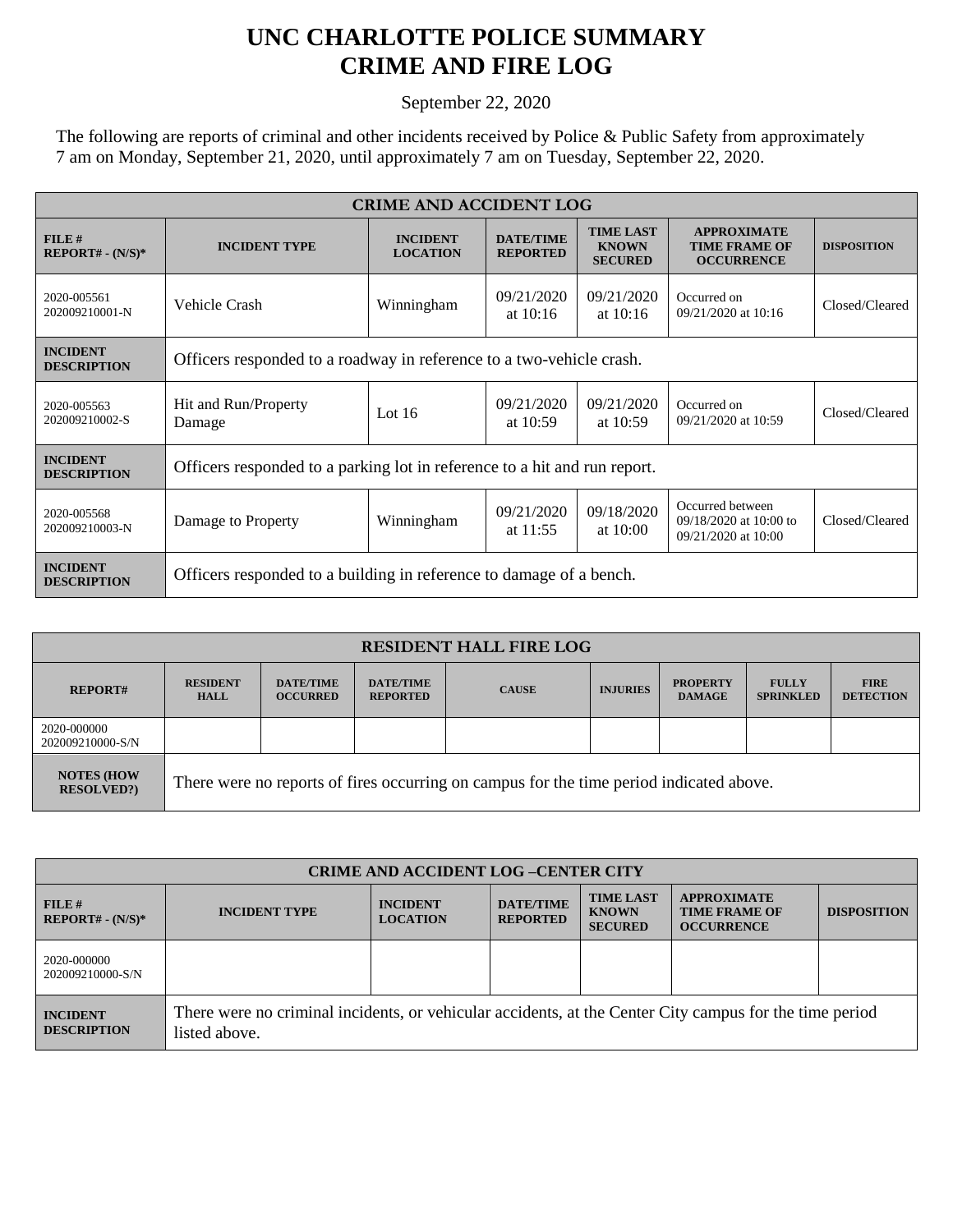# UNC CHARLOTTE POLICE SUMMARY
# CRIME AND FIRE LOG

September 22, 2020

The following are reports of criminal and other incidents received by Police & Public Safety from approximately 7 am on Monday, September 21, 2020, until approximately 7 am on Tuesday, September 22, 2020.

| CRIME AND ACCIDENT LOG | | | | | | |
|---|---|---|---|---|---|---|
| **FILE # REPORT# - (N/S)*** | **INCIDENT TYPE** | **INCIDENT LOCATION** | **DATE/TIME REPORTED** | **TIME LAST KNOWN SECURED** | **APPROXIMATE TIME FRAME OF OCCURRENCE** | **DISPOSITION** |
| 2020-005561 202009210001-N | Vehicle Crash | Winningham | 09/21/2020 at 10:16 | 09/21/2020 at 10:16 | Occurred on 09/21/2020 at 10:16 | Closed/Cleared |
| **INCIDENT DESCRIPTION** | Officers responded to a roadway in reference to a two-vehicle crash. | | | | | |
| 2020-005563 202009210002-S | Hit and Run/Property Damage | Lot 16 | 09/21/2020 at 10:59 | 09/21/2020 at 10:59 | Occurred on 09/21/2020 at 10:59 | Closed/Cleared |
| **INCIDENT DESCRIPTION** | Officers responded to a parking lot in reference to a hit and run report. | | | | | |
| 2020-005568 202009210003-N | Damage to Property | Winningham | 09/21/2020 at 11:55 | 09/18/2020 at 10:00 | Occurred between 09/18/2020 at 10:00 to 09/21/2020 at 10:00 | Closed/Cleared |
| **INCIDENT DESCRIPTION** | Officers responded to a building in reference to damage of a bench. | | | | | |

| RESIDENT HALL FIRE LOG | | | | | | | | |
|---|---|---|---|---|---|---|---|---|
| **REPORT#** | **RESIDENT HALL** | **DATE/TIME OCCURRED** | **DATE/TIME REPORTED** | **CAUSE** | **INJURIES** | **PROPERTY DAMAGE** | **FULLY SPRINKLED** | **FIRE DETECTION** |
| 2020-000000 202009210000-S/N | | | | | | | | |
| **NOTES (HOW RESOLVED?)** | There were no reports of fires occurring on campus for the time period indicated above. | | | | | | | |

| CRIME AND ACCIDENT LOG –CENTER CITY | | | | | | |
|---|---|---|---|---|---|---|
| **FILE # REPORT# - (N/S)*** | **INCIDENT TYPE** | **INCIDENT LOCATION** | **DATE/TIME REPORTED** | **TIME LAST KNOWN SECURED** | **APPROXIMATE TIME FRAME OF OCCURRENCE** | **DISPOSITION** |
| 2020-000000 202009210000-S/N | | | | | | |
| **INCIDENT DESCRIPTION** | There were no criminal incidents, or vehicular accidents, at the Center City campus for the time period listed above. | | | | | |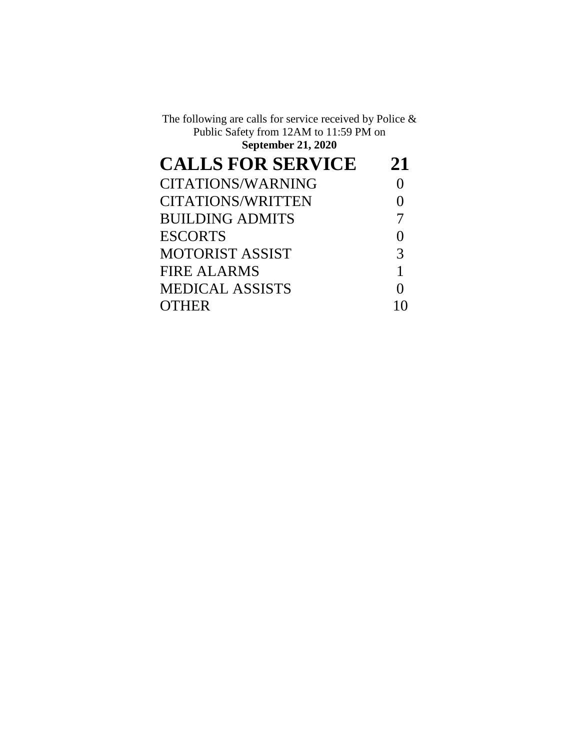The following are calls for service received by Police & Public Safety from 12AM to 11:59 PM on

**September 21, 2020**

| | |
|---|---|
| **CALLS FOR SERVICE** | **21** |
| CITATIONS/WARNING | 0 |
| CITATIONS/WRITTEN | 0 |
| BUILDING ADMITS | 7 |
| ESCORTS | 0 |
| MOTORIST ASSIST | 3 |
| FIRE ALARMS | 1 |
| MEDICAL ASSISTS | 0 |
| OTHER | 10 |